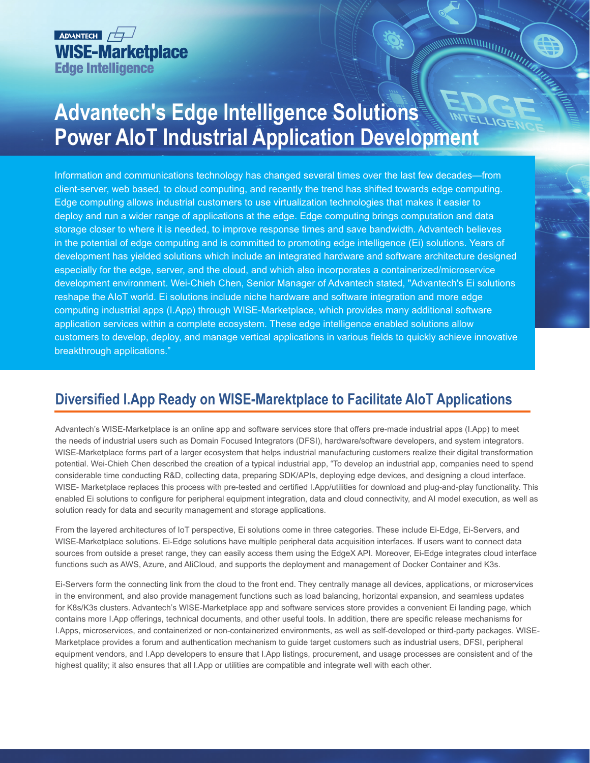ADVANTECH
**WISE-Marketplace**
**Edge Intelligence**

# Advantech's Edge Intelligence Solutions Power AIoT Industrial Application Development

Information and communications technology has changed several times over the last few decades—from client-server, web based, to cloud computing, and recently the trend has shifted towards edge computing. Edge computing allows industrial customers to use virtualization technologies that makes it easier to deploy and run a wider range of applications at the edge. Edge computing brings computation and data storage closer to where it is needed, to improve response times and save bandwidth. Advantech believes in the potential of edge computing and is committed to promoting edge intelligence (Ei) solutions. Years of development has yielded solutions which include an integrated hardware and software architecture designed especially for the edge, server, and the cloud, and which also incorporates a containerized/microservice development environment. Wei-Chieh Chen, Senior Manager of Advantech stated, "Advantech's Ei solutions reshape the AIoT world. Ei solutions include niche hardware and software integration and more edge computing industrial apps (I.App) through WISE-Marketplace, which provides many additional software application services within a complete ecosystem. These edge intelligence enabled solutions allow customers to develop, deploy, and manage vertical applications in various fields to quickly achieve innovative breakthrough applications."

## Diversified I.App Ready on WISE-Marektplace to Facilitate AIoT Applications

Advantech's WISE-Marketplace is an online app and software services store that offers pre-made industrial apps (I.App) to meet the needs of industrial users such as Domain Focused Integrators (DFSI), hardware/software developers, and system integrators. WISE-Marketplace forms part of a larger ecosystem that helps industrial manufacturing customers realize their digital transformation potential. Wei-Chieh Chen described the creation of a typical industrial app, "To develop an industrial app, companies need to spend considerable time conducting R&D, collecting data, preparing SDK/APIs, deploying edge devices, and designing a cloud interface. WISE- Marketplace replaces this process with pre-tested and certified I.App/utilities for download and plug-and-play functionality. This enabled Ei solutions to configure for peripheral equipment integration, data and cloud connectivity, and AI model execution, as well as solution ready for data and security management and storage applications.

From the layered architectures of IoT perspective, Ei solutions come in three categories. These include Ei-Edge, Ei-Servers, and WISE-Marketplace solutions. Ei-Edge solutions have multiple peripheral data acquisition interfaces. If users want to connect data sources from outside a preset range, they can easily access them using the EdgeX API. Moreover, Ei-Edge integrates cloud interface functions such as AWS, Azure, and AliCloud, and supports the deployment and management of Docker Container and K3s.

Ei-Servers form the connecting link from the cloud to the front end. They centrally manage all devices, applications, or microservices in the environment, and also provide management functions such as load balancing, horizontal expansion, and seamless updates for K8s/K3s clusters. Advantech's WISE-Marketplace app and software services store provides a convenient Ei landing page, which contains more I.App offerings, technical documents, and other useful tools. In addition, there are specific release mechanisms for I.Apps, microservices, and containerized or non-containerized environments, as well as self-developed or third-party packages. WISE-Marketplace provides a forum and authentication mechanism to guide target customers such as industrial users, DFSI, peripheral equipment vendors, and I.App developers to ensure that I.App listings, procurement, and usage processes are consistent and of the highest quality; it also ensures that all I.App or utilities are compatible and integrate well with each other.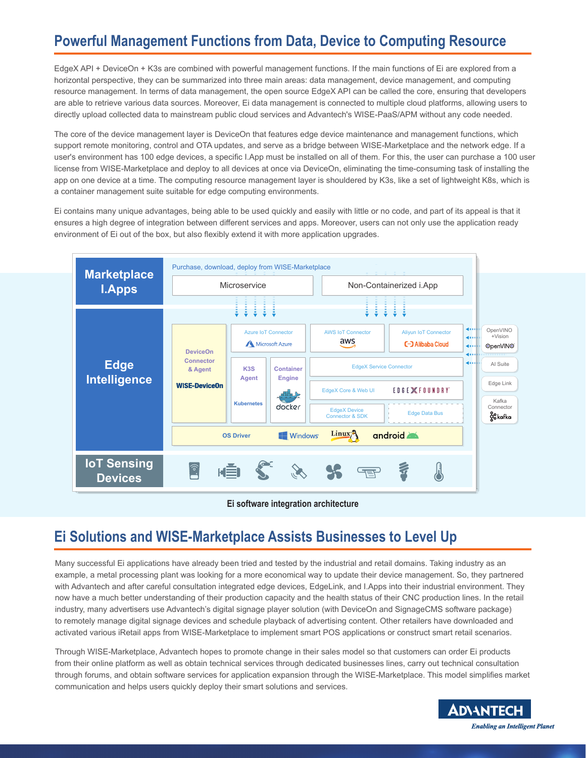## Powerful Management Functions from Data, Device to Computing Resource

EdgeX API + DeviceOn + K3s are combined with powerful management functions. If the main functions of Ei are explored from a horizontal perspective, they can be summarized into three main areas: data management, device management, and computing resource management. In terms of data management, the open source EdgeX API can be called the core, ensuring that developers are able to retrieve various data sources. Moreover, Ei data management is connected to multiple cloud platforms, allowing users to directly upload collected data to mainstream public cloud services and Advantech's WISE-PaaS/APM without any code needed.

The core of the device management layer is DeviceOn that features edge device maintenance and management functions, which support remote monitoring, control and OTA updates, and serve as a bridge between WISE-Marketplace and the network edge. If a user's environment has 100 edge devices, a specific I.App must be installed on all of them. For this, the user can purchase a 100 user license from WISE-Marketplace and deploy to all devices at once via DeviceOn, eliminating the time-consuming task of installing the app on one device at a time. The computing resource management layer is shouldered by K3s, like a set of lightweight K8s, which is a container management suite suitable for edge computing environments.

Ei contains many unique advantages, being able to be used quickly and easily with little or no code, and part of its appeal is that it ensures a high degree of integration between different services and apps. Moreover, users can not only use the application ready environment of Ei out of the box, but also flexibly extend it with more application upgrades.

Marketplace I.Apps
Purchase, download, deploy from WISE-Marketplace
Microservice
Non-Containerized i.App

Edge Intelligence
DeviceOn Connector & Agent
WISE-DeviceOn
Azure IoT Connector
Microsoft Azure
AWS IoT Connector
aws
Aliyun IoT Connector
Alibaba Cloud
K3S Agent
Kubernetes
Container Engine
docker
EdgeX Service Connector
EdgeX Core & Web UI
EDGEXFOUNDRY
EdgeX Device Connector & SDK
Edge Data Bus
OS Driver
Windows
Linux
android

OpenVINO +Vision
OpenVINO
AI Suite
Edge Link
Kafka Connector
kafka

IoT Sensing Devices

**Ei software integration architecture**

## Ei Solutions and WISE-Marketplace Assists Businesses to Level Up

Many successful Ei applications have already been tried and tested by the industrial and retail domains. Taking industry as an example, a metal processing plant was looking for a more economical way to update their device management. So, they partnered with Advantech and after careful consultation integrated edge devices, EdgeLink, and I.Apps into their industrial environment. They now have a much better understanding of their production capacity and the health status of their CNC production lines. In the retail industry, many advertisers use Advantech's digital signage player solution (with DeviceOn and SignageCMS software package) to remotely manage digital signage devices and schedule playback of advertising content. Other retailers have downloaded and activated various iRetail apps from WISE-Marketplace to implement smart POS applications or construct smart retail scenarios.

Through WISE-Marketplace, Advantech hopes to promote change in their sales model so that customers can order Ei products from their online platform as well as obtain technical services through dedicated businesses lines, carry out technical consultation through forums, and obtain software services for application expansion through the WISE-Marketplace. This model simplifies market communication and helps users quickly deploy their smart solutions and services.

ADVANTECH
*Enabling an Intelligent Planet*